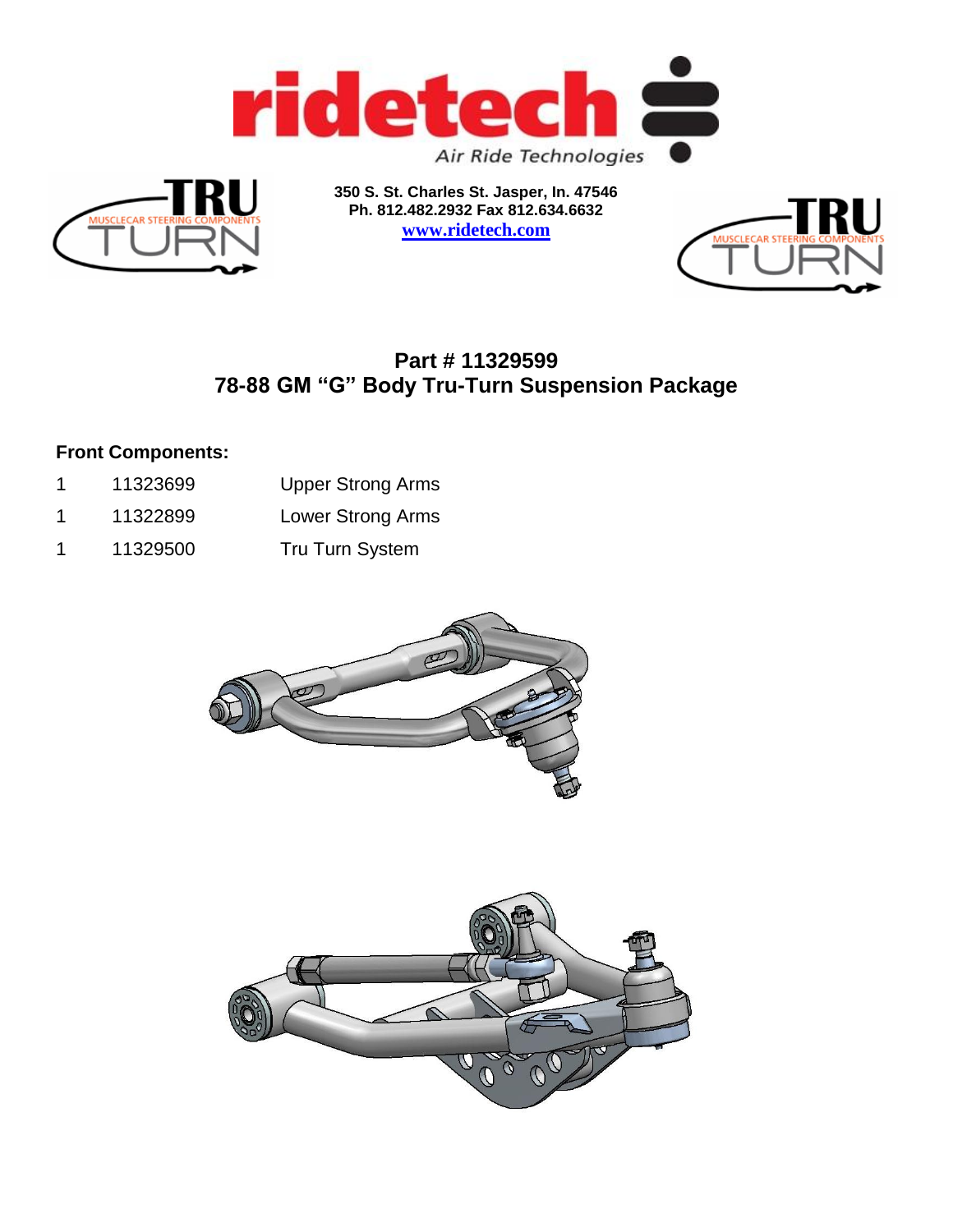ridetech Air Ride Technologies

TRU TURN MUSCLECAR STEERING COMPONENTS

**350 S. St. Charles St. Jasper, In. 47546**
**Ph. 812.482.2932 Fax 812.634.6632**
**www.ridetech.com**

## Part # 11329599
## 78-88 GM "G" Body Tru-Turn Suspension Package

**Front Components:**

| | | |
|---|---|---|
| 1 | 11323699 | Upper Strong Arms |
| 1 | 11322899 | Lower Strong Arms |
| 1 | 11329500 | Tru Turn System |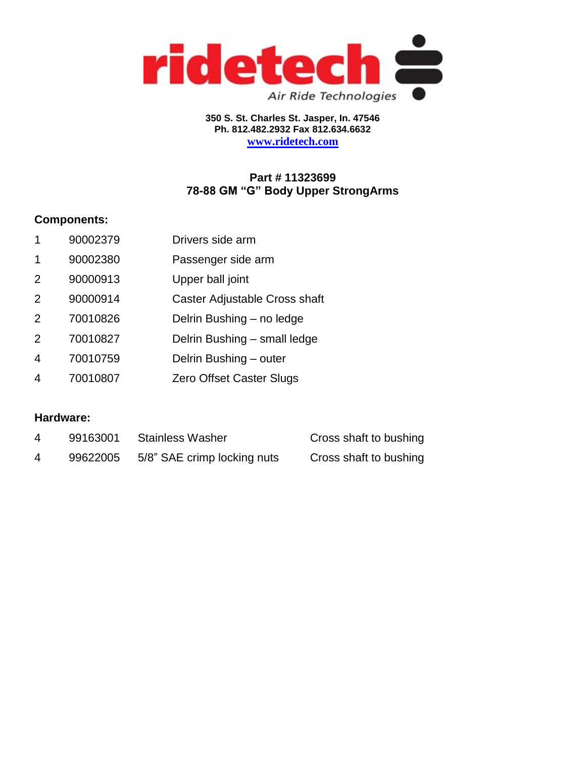**ridetech**
Air Ride Technologies

**350 S. St. Charles St. Jasper, In. 47546**
**Ph. 812.482.2932 Fax 812.634.6632**
**www.ridetech.com**

## Part # 11323699
## 78-88 GM "G" Body Upper StrongArms

### Components:

| Qty | Part # | Description |
|---|---|---|
| 1 | 90002379 | Drivers side arm |
| 1 | 90002380 | Passenger side arm |
| 2 | 90000913 | Upper ball joint |
| 2 | 90000914 | Caster Adjustable Cross shaft |
| 2 | 70010826 | Delrin Bushing – no ledge |
| 2 | 70010827 | Delrin Bushing – small ledge |
| 4 | 70010759 | Delrin Bushing – outer |
| 4 | 70010807 | Zero Offset Caster Slugs |

### Hardware:

| Qty | Part # | Description | Location |
|---|---|---|---|
| 4 | 99163001 | Stainless Washer | Cross shaft to bushing |
| 4 | 99622005 | 5/8" SAE crimp locking nuts | Cross shaft to bushing |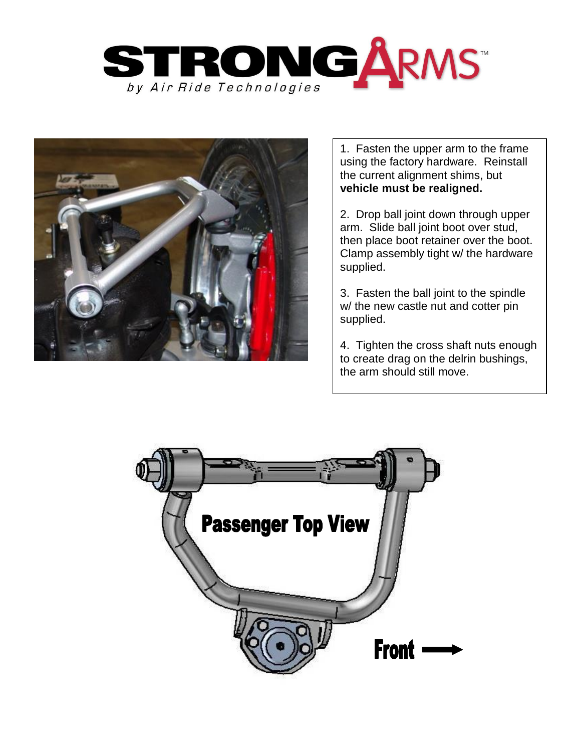1. Fasten the upper arm to the frame using the factory hardware. Reinstall the current alignment shims, but **vehicle must be realigned.**

2. Drop ball joint down through upper arm. Slide ball joint boot over stud, then place boot retainer over the boot. Clamp assembly tight w/ the hardware supplied.

3. Fasten the ball joint to the spindle w/ the new castle nut and cotter pin supplied.

4. Tighten the cross shaft nuts enough to create drag on the delrin bushings, the arm should still move.

**Passenger Top View**

**Front →**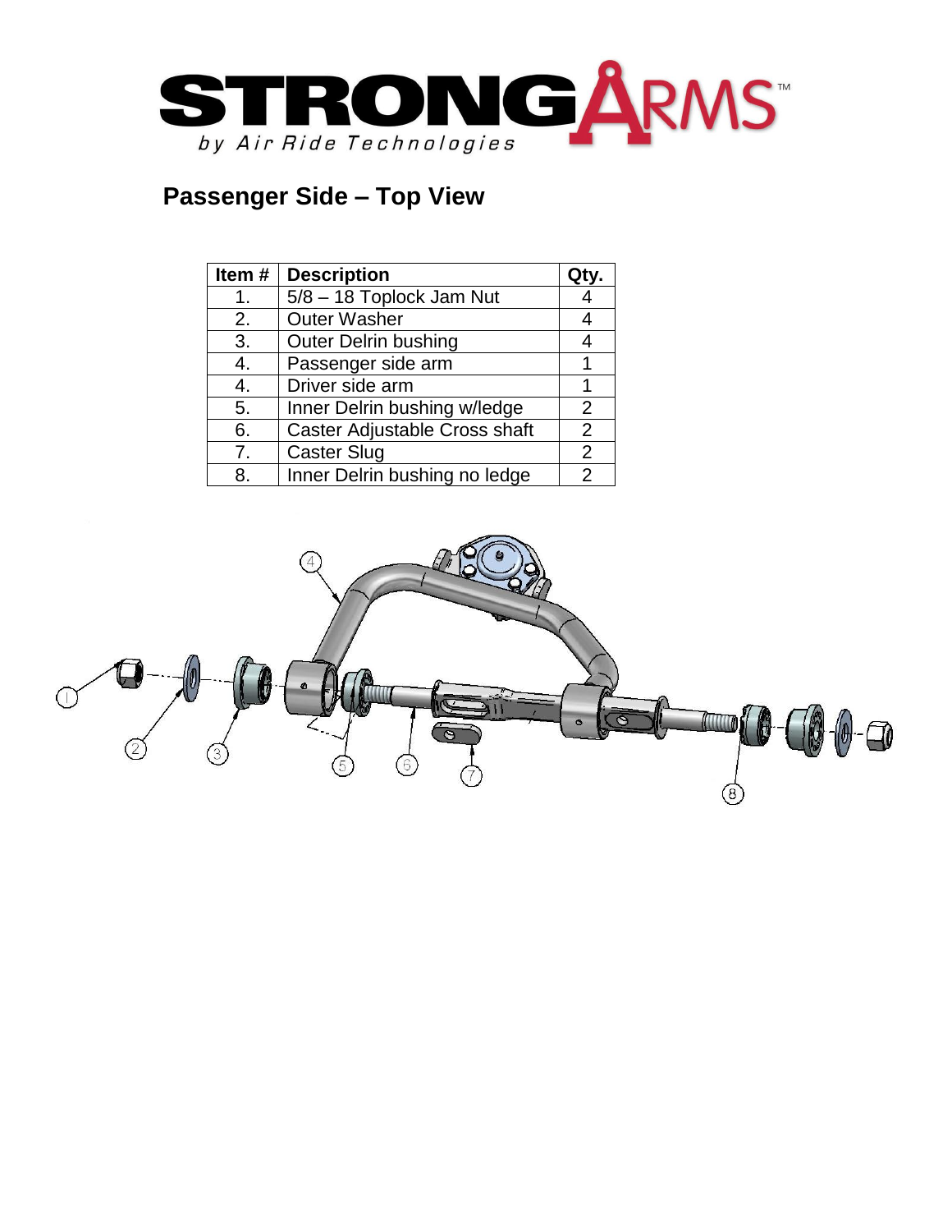## Passenger Side – Top View

| Item # | Description | Qty. |
|---|---|---|
| 1. | 5/8 – 18 Toplock Jam Nut | 4 |
| 2. | Outer Washer | 4 |
| 3. | Outer Delrin bushing | 4 |
| 4. | Passenger side arm | 1 |
| 4. | Driver side arm | 1 |
| 5. | Inner Delrin bushing w/ledge | 2 |
| 6. | Caster Adjustable Cross shaft | 2 |
| 7. | Caster Slug | 2 |
| 8. | Inner Delrin bushing no ledge | 2 |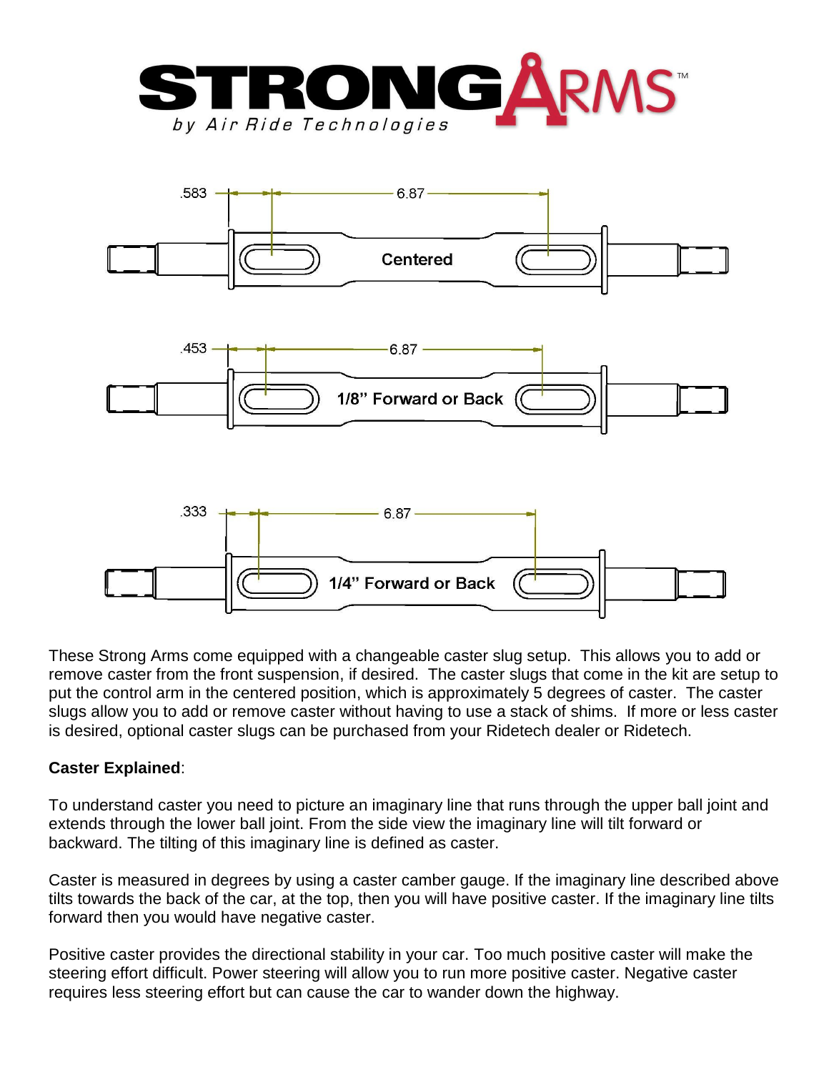STRONG ARMS™
by Air Ride Technologies

.583 — 6.87
Centered

.453 — 6.87
1/8" Forward or Back

.333 — 6.87
1/4" Forward or Back

These Strong Arms come equipped with a changeable caster slug setup. This allows you to add or remove caster from the front suspension, if desired. The caster slugs that come in the kit are setup to put the control arm in the centered position, which is approximately 5 degrees of caster. The caster slugs allow you to add or remove caster without having to use a stack of shims. If more or less caster is desired, optional caster slugs can be purchased from your Ridetech dealer or Ridetech.

**Caster Explained**:

To understand caster you need to picture an imaginary line that runs through the upper ball joint and extends through the lower ball joint. From the side view the imaginary line will tilt forward or backward. The tilting of this imaginary line is defined as caster.

Caster is measured in degrees by using a caster camber gauge. If the imaginary line described above tilts towards the back of the car, at the top, then you will have positive caster. If the imaginary line tilts forward then you would have negative caster.

Positive caster provides the directional stability in your car. Too much positive caster will make the steering effort difficult. Power steering will allow you to run more positive caster. Negative caster requires less steering effort but can cause the car to wander down the highway.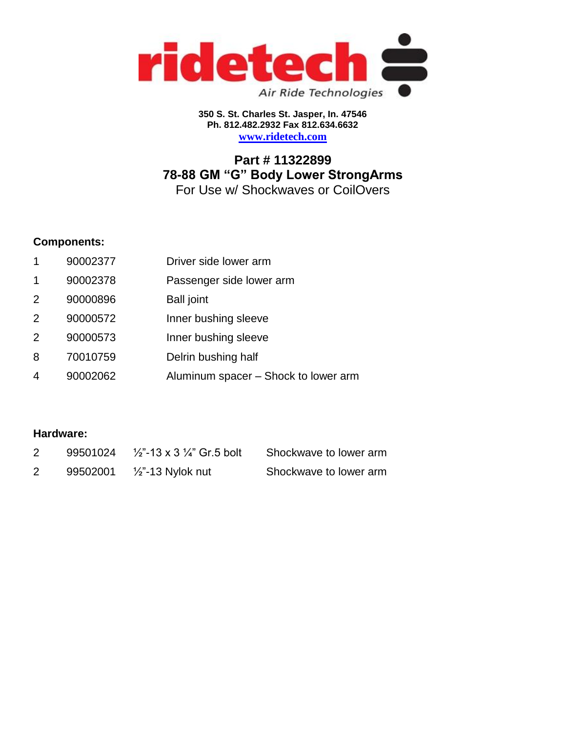# ridetech

Air Ride Technologies

**350 S. St. Charles St. Jasper, In. 47546**
**Ph. 812.482.2932 Fax 812.634.6632**
**www.ridetech.com**

## Part # 11322899
## 78-88 GM "G" Body Lower StrongArms

For Use w/ Shockwaves or CoilOvers

**Components:**

| | | |
|---|---|---|
| 1 | 90002377 | Driver side lower arm |
| 1 | 90002378 | Passenger side lower arm |
| 2 | 90000896 | Ball joint |
| 2 | 90000572 | Inner bushing sleeve |
| 2 | 90000573 | Inner bushing sleeve |
| 8 | 70010759 | Delrin bushing half |
| 4 | 90002062 | Aluminum spacer – Shock to lower arm |

**Hardware:**

| | | | |
|---|---|---|---|
| 2 | 99501024 | ½"-13 x 3 ¼" Gr.5 bolt | Shockwave to lower arm |
| 2 | 99502001 | ½"-13 Nylok nut | Shockwave to lower arm |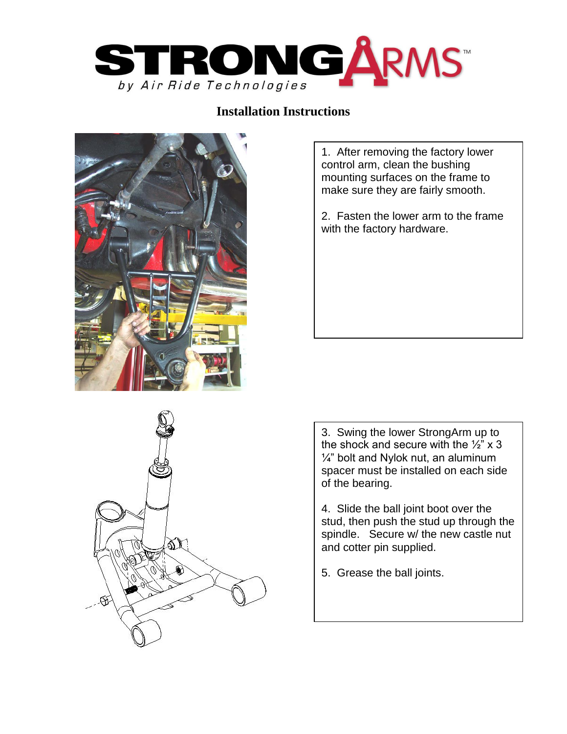# Installation Instructions

1. After removing the factory lower control arm, clean the bushing mounting surfaces on the frame to make sure they are fairly smooth.

2. Fasten the lower arm to the frame with the factory hardware.

3. Swing the lower StrongArm up to the shock and secure with the ½" x 3 ¼" bolt and Nylok nut, an aluminum spacer must be installed on each side of the bearing.

4. Slide the ball joint boot over the stud, then push the stud up through the spindle. Secure w/ the new castle nut and cotter pin supplied.

5. Grease the ball joints.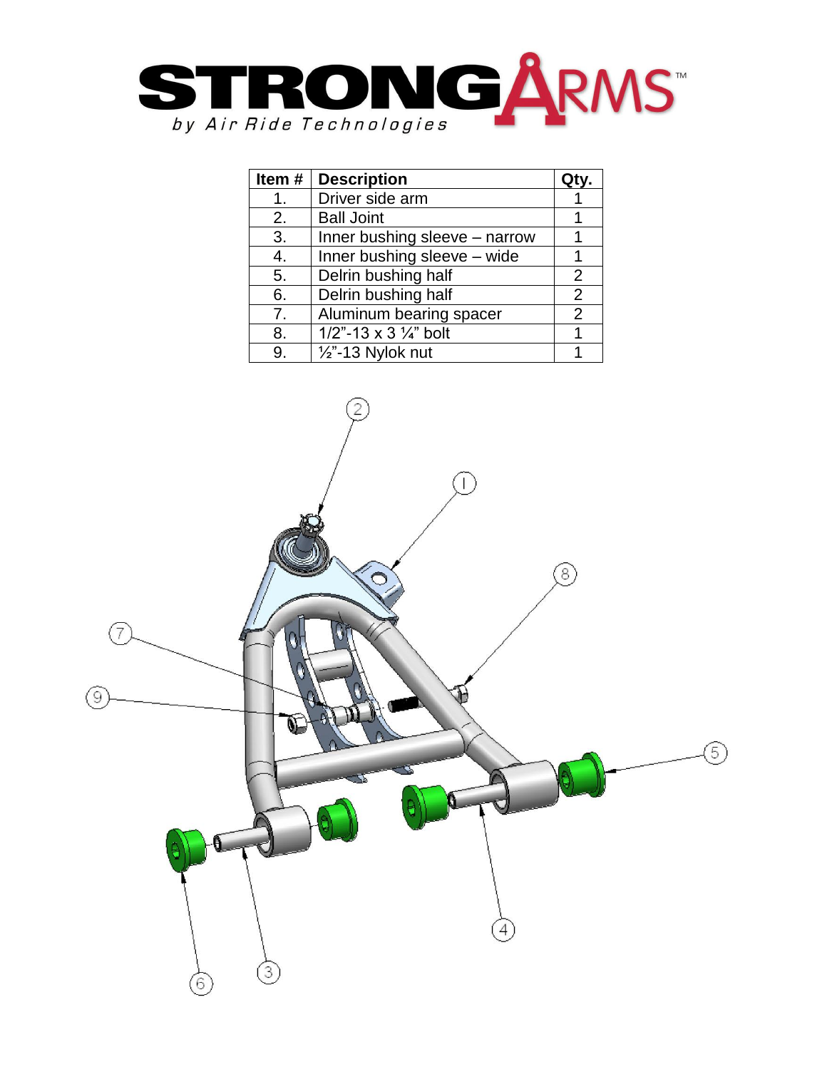| Item # | Description | Qty. |
| --- | --- | --- |
| 1. | Driver side arm | 1 |
| 2. | Ball Joint | 1 |
| 3. | Inner bushing sleeve – narrow | 1 |
| 4. | Inner bushing sleeve – wide | 1 |
| 5. | Delrin bushing half | 2 |
| 6. | Delrin bushing half | 2 |
| 7. | Aluminum bearing spacer | 2 |
| 8. | 1/2”-13 x 3 ¼” bolt | 1 |
| 9. | ½”-13 Nylok nut | 1 |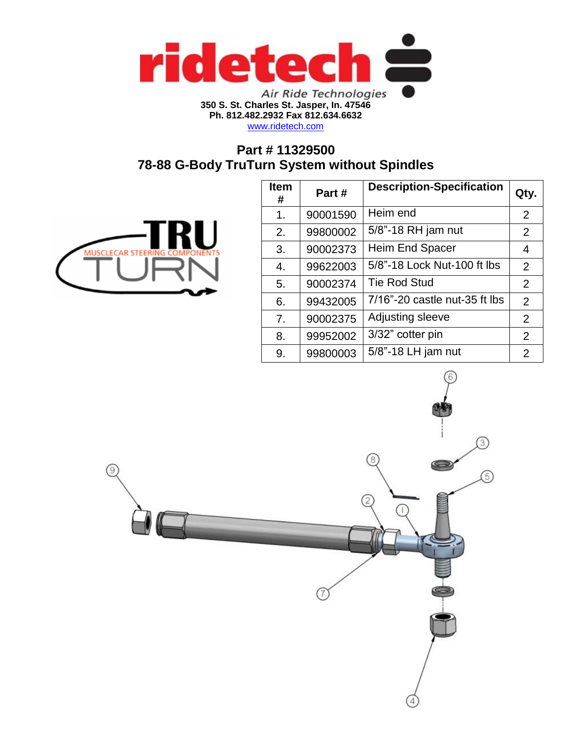350 S. St. Charles St. Jasper, In. 47546
Ph. 812.482.2932 Fax 812.634.6632
www.ridetech.com

## Part # 11329500
## 78-88 G-Body TruTurn System without Spindles

| Item # | Part # | Description-Specification | Qty. |
|---|---|---|---|
| 1. | 90001590 | Heim end | 2 |
| 2. | 99800002 | 5/8"-18 RH jam nut | 2 |
| 3. | 90002373 | Heim End Spacer | 4 |
| 4. | 99622003 | 5/8"-18 Lock Nut-100 ft lbs | 2 |
| 5. | 90002374 | Tie Rod Stud | 2 |
| 6. | 99432005 | 7/16"-20 castle nut-35 ft lbs | 2 |
| 7. | 90002375 | Adjusting sleeve | 2 |
| 8. | 99952002 | 3/32" cotter pin | 2 |
| 9. | 99800003 | 5/8"-18 LH jam nut | 2 |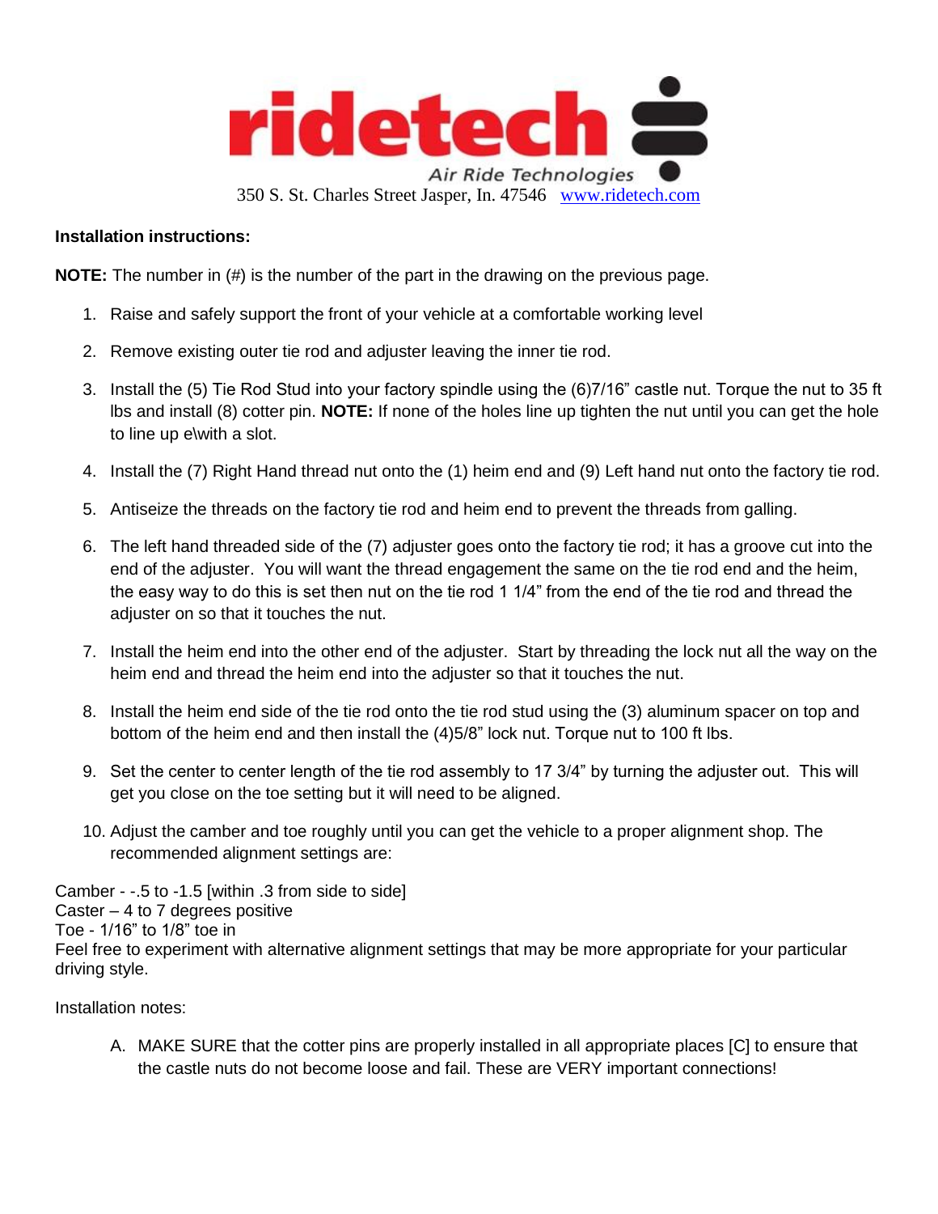**ridetech** Air Ride Technologies

350 S. St. Charles Street Jasper, In. 47546 www.ridetech.com

**Installation instructions:**

**NOTE:** The number in (#) is the number of the part in the drawing on the previous page.

1. Raise and safely support the front of your vehicle at a comfortable working level
2. Remove existing outer tie rod and adjuster leaving the inner tie rod.
3. Install the (5) Tie Rod Stud into your factory spindle using the (6)7/16" castle nut. Torque the nut to 35 ft lbs and install (8) cotter pin. **NOTE:** If none of the holes line up tighten the nut until you can get the hole to line up e\with a slot.
4. Install the (7) Right Hand thread nut onto the (1) heim end and (9) Left hand nut onto the factory tie rod.
5. Antiseize the threads on the factory tie rod and heim end to prevent the threads from galling.
6. The left hand threaded side of the (7) adjuster goes onto the factory tie rod; it has a groove cut into the end of the adjuster. You will want the thread engagement the same on the tie rod end and the heim, the easy way to do this is set then nut on the tie rod 1 1/4" from the end of the tie rod and thread the adjuster on so that it touches the nut.
7. Install the heim end into the other end of the adjuster. Start by threading the lock nut all the way on the heim end and thread the heim end into the adjuster so that it touches the nut.
8. Install the heim end side of the tie rod onto the tie rod stud using the (3) aluminum spacer on top and bottom of the heim end and then install the (4)5/8" lock nut. Torque nut to 100 ft lbs.
9. Set the center to center length of the tie rod assembly to 17 3/4" by turning the adjuster out. This will get you close on the toe setting but it will need to be aligned.
10. Adjust the camber and toe roughly until you can get the vehicle to a proper alignment shop. The recommended alignment settings are:

Camber - -.5 to -1.5 [within .3 from side to side]
Caster – 4 to 7 degrees positive
Toe - 1/16" to 1/8" toe in
Feel free to experiment with alternative alignment settings that may be more appropriate for your particular driving style.

Installation notes:

A. MAKE SURE that the cotter pins are properly installed in all appropriate places [C] to ensure that the castle nuts do not become loose and fail. These are VERY important connections!